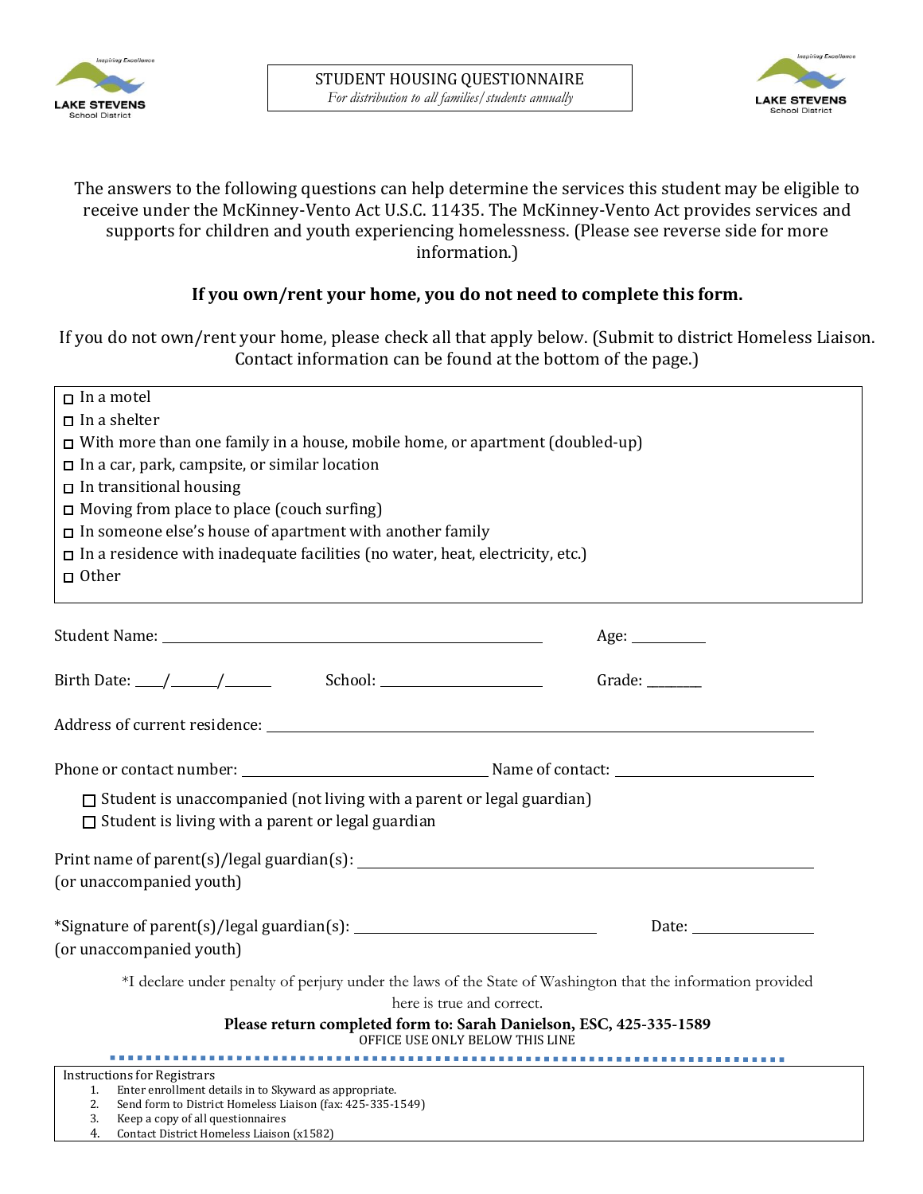LAKE STEVENS School District — *Inspiring Excellence*

# STUDENT HOUSING QUESTIONNAIRE

*For distribution to all families/students annually*

The answers to the following questions can help determine the services this student may be eligible to receive under the McKinney-Vento Act U.S.C. 11435. The McKinney-Vento Act provides services and supports for children and youth experiencing homelessness. (Please see reverse side for more information.)

**If you own/rent your home, you do not need to complete this form.**

If you do not own/rent your home, please check all that apply below. (Submit to district Homeless Liaison. Contact information can be found at the bottom of the page.)

- ☐ In a motel
- ☐ In a shelter
- ☐ With more than one family in a house, mobile home, or apartment (doubled-up)
- ☐ In a car, park, campsite, or similar location
- ☐ In transitional housing
- ☐ Moving from place to place (couch surfing)
- ☐ In someone else's house of apartment with another family
- ☐ In a residence with inadequate facilities (no water, heat, electricity, etc.)
- ☐ Other

Student Name: ______________________________ Age: __________

Birth Date: ____/______/______ School: ______________________ Grade: ________

Address of current residence: ____________________________________________

Phone or contact number: ______________________ Name of contact: ______________________

- ☐ Student is unaccompanied (not living with a parent or legal guardian)
- ☐ Student is living with a parent or legal guardian

Print name of parent(s)/legal guardian(s): ____________________________________
(or unaccompanied youth)

*Signature of parent(s)/legal guardian(s): ______________________ Date: ______________
(or unaccompanied youth)

*I declare under penalty of perjury under the laws of the State of Washington that the information provided here is true and correct.

**Please return completed form to: Sarah Danielson, ESC, 425-335-1589**

OFFICE USE ONLY BELOW THIS LINE

---

Instructions for Registrars

1. Enter enrollment details in to Skyward as appropriate.
2. Send form to District Homeless Liaison (fax: 425-335-1549)
3. Keep a copy of all questionnaires
4. Contact District Homeless Liaison (x1582)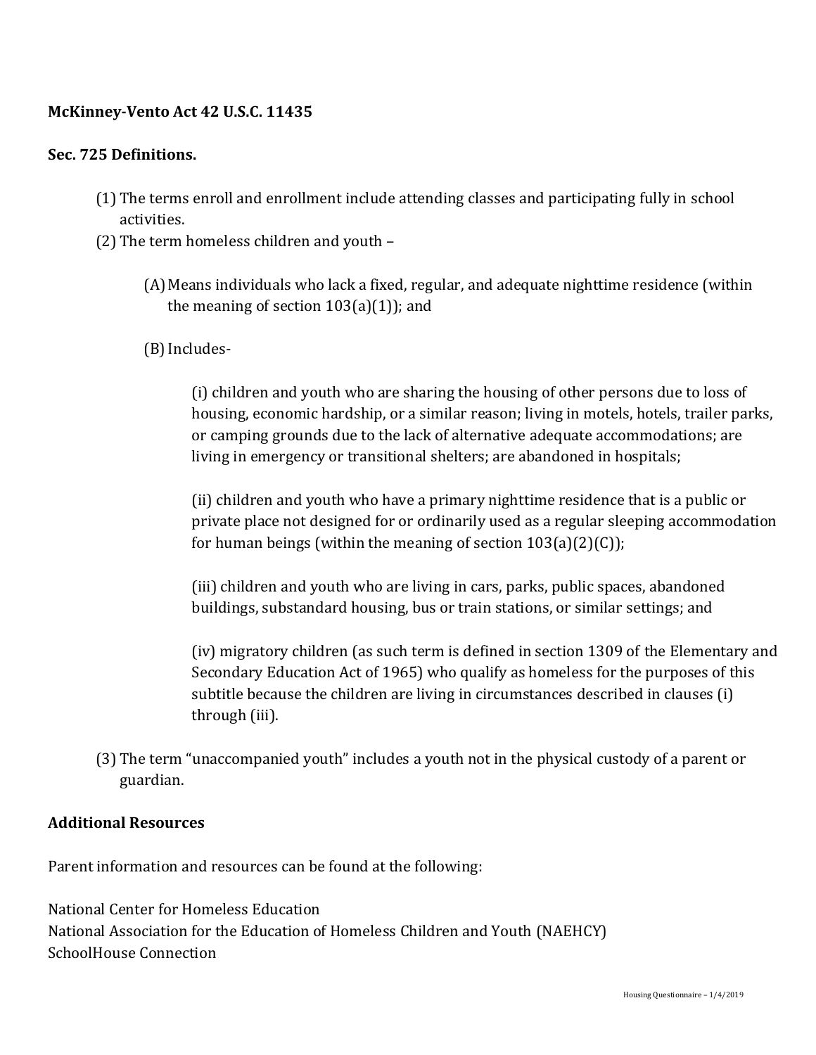**McKinney-Vento Act 42 U.S.C. 11435**

**Sec. 725 Definitions.**

(1) The terms enroll and enrollment include attending classes and participating fully in school activities.

(2) The term homeless children and youth –

(A) Means individuals who lack a fixed, regular, and adequate nighttime residence (within the meaning of section 103(a)(1)); and

(B) Includes-

(i) children and youth who are sharing the housing of other persons due to loss of housing, economic hardship, or a similar reason; living in motels, hotels, trailer parks, or camping grounds due to the lack of alternative adequate accommodations; are living in emergency or transitional shelters; are abandoned in hospitals;

(ii) children and youth who have a primary nighttime residence that is a public or private place not designed for or ordinarily used as a regular sleeping accommodation for human beings (within the meaning of section 103(a)(2)(C));

(iii) children and youth who are living in cars, parks, public spaces, abandoned buildings, substandard housing, bus or train stations, or similar settings; and

(iv) migratory children (as such term is defined in section 1309 of the Elementary and Secondary Education Act of 1965) who qualify as homeless for the purposes of this subtitle because the children are living in circumstances described in clauses (i) through (iii).

(3) The term "unaccompanied youth" includes a youth not in the physical custody of a parent or guardian.

**Additional Resources**

Parent information and resources can be found at the following:

National Center for Homeless Education
National Association for the Education of Homeless Children and Youth (NAEHCY)
SchoolHouse Connection